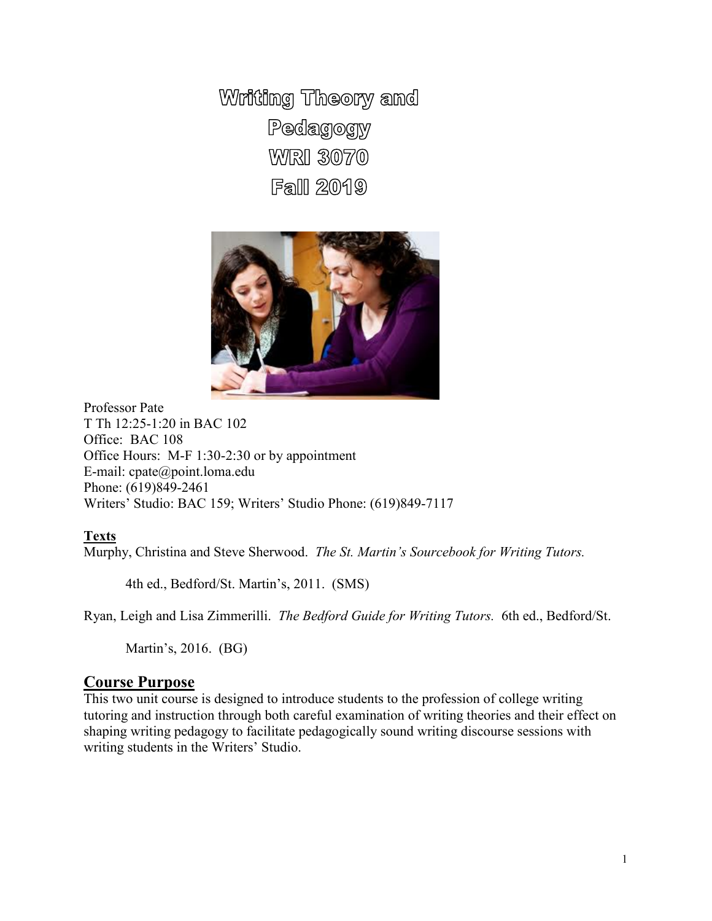# Writing Theory and Pedagogy
# WRI 3070
# Fall 2019

Professor Pate
T Th 12:25-1:20 in BAC 102
Office: BAC 108
Office Hours: M-F 1:30-2:30 or by appointment
E-mail: cpate@point.loma.edu
Phone: (619)849-2461
Writers' Studio: BAC 159; Writers' Studio Phone: (619)849-7117

**Texts**

Murphy, Christina and Steve Sherwood. *The St. Martin's Sourcebook for Writing Tutors.* 4th ed., Bedford/St. Martin's, 2011. (SMS)

Ryan, Leigh and Lisa Zimmerilli. *The Bedford Guide for Writing Tutors.* 6th ed., Bedford/St. Martin's, 2016. (BG)

## Course Purpose

This two unit course is designed to introduce students to the profession of college writing tutoring and instruction through both careful examination of writing theories and their effect on shaping writing pedagogy to facilitate pedagogically sound writing discourse sessions with writing students in the Writers' Studio.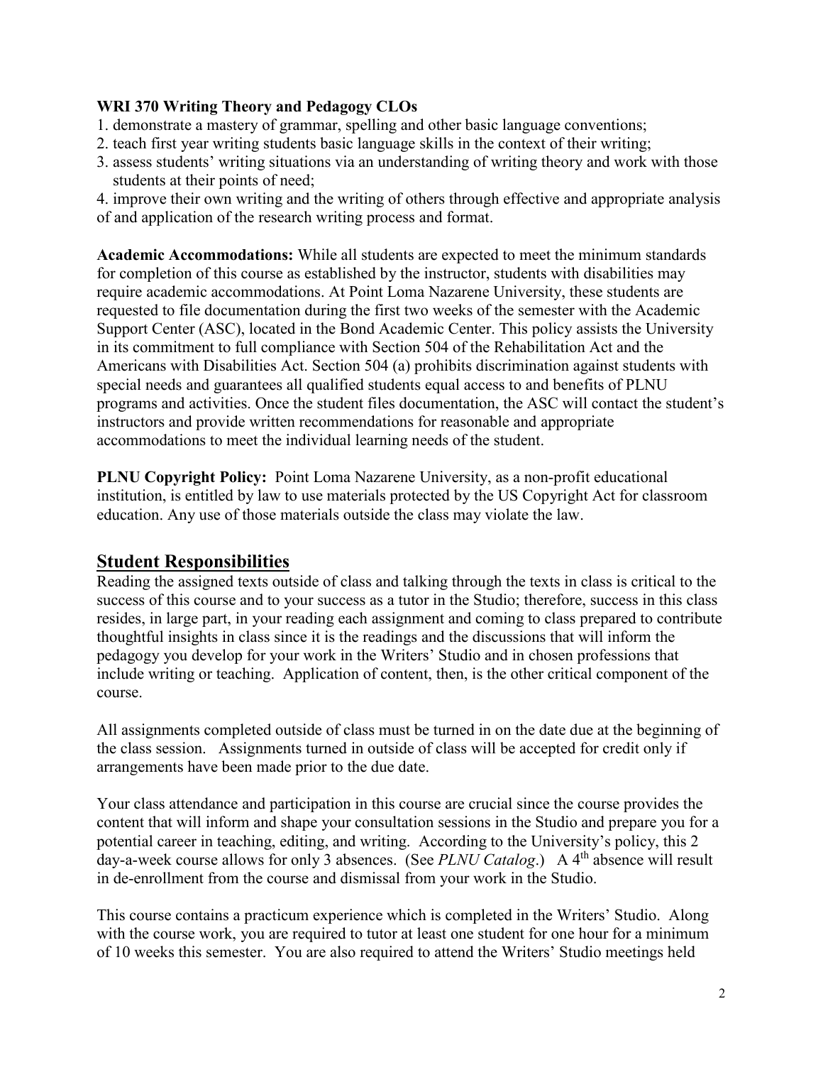**WRI 370 Writing Theory and Pedagogy CLOs**

1. demonstrate a mastery of grammar, spelling and other basic language conventions;
2. teach first year writing students basic language skills in the context of their writing;
3. assess students' writing situations via an understanding of writing theory and work with those students at their points of need;
4. improve their own writing and the writing of others through effective and appropriate analysis of and application of the research writing process and format.

**Academic Accommodations:** While all students are expected to meet the minimum standards for completion of this course as established by the instructor, students with disabilities may require academic accommodations. At Point Loma Nazarene University, these students are requested to file documentation during the first two weeks of the semester with the Academic Support Center (ASC), located in the Bond Academic Center. This policy assists the University in its commitment to full compliance with Section 504 of the Rehabilitation Act and the Americans with Disabilities Act. Section 504 (a) prohibits discrimination against students with special needs and guarantees all qualified students equal access to and benefits of PLNU programs and activities. Once the student files documentation, the ASC will contact the student's instructors and provide written recommendations for reasonable and appropriate accommodations to meet the individual learning needs of the student.

**PLNU Copyright Policy:** Point Loma Nazarene University, as a non-profit educational institution, is entitled by law to use materials protected by the US Copyright Act for classroom education. Any use of those materials outside the class may violate the law.

## Student Responsibilities

Reading the assigned texts outside of class and talking through the texts in class is critical to the success of this course and to your success as a tutor in the Studio; therefore, success in this class resides, in large part, in your reading each assignment and coming to class prepared to contribute thoughtful insights in class since it is the readings and the discussions that will inform the pedagogy you develop for your work in the Writers' Studio and in chosen professions that include writing or teaching. Application of content, then, is the other critical component of the course.

All assignments completed outside of class must be turned in on the date due at the beginning of the class session. Assignments turned in outside of class will be accepted for credit only if arrangements have been made prior to the due date.

Your class attendance and participation in this course are crucial since the course provides the content that will inform and shape your consultation sessions in the Studio and prepare you for a potential career in teaching, editing, and writing. According to the University's policy, this 2 day-a-week course allows for only 3 absences. (See *PLNU Catalog*.) A 4th absence will result in de-enrollment from the course and dismissal from your work in the Studio.

This course contains a practicum experience which is completed in the Writers' Studio. Along with the course work, you are required to tutor at least one student for one hour for a minimum of 10 weeks this semester. You are also required to attend the Writers' Studio meetings held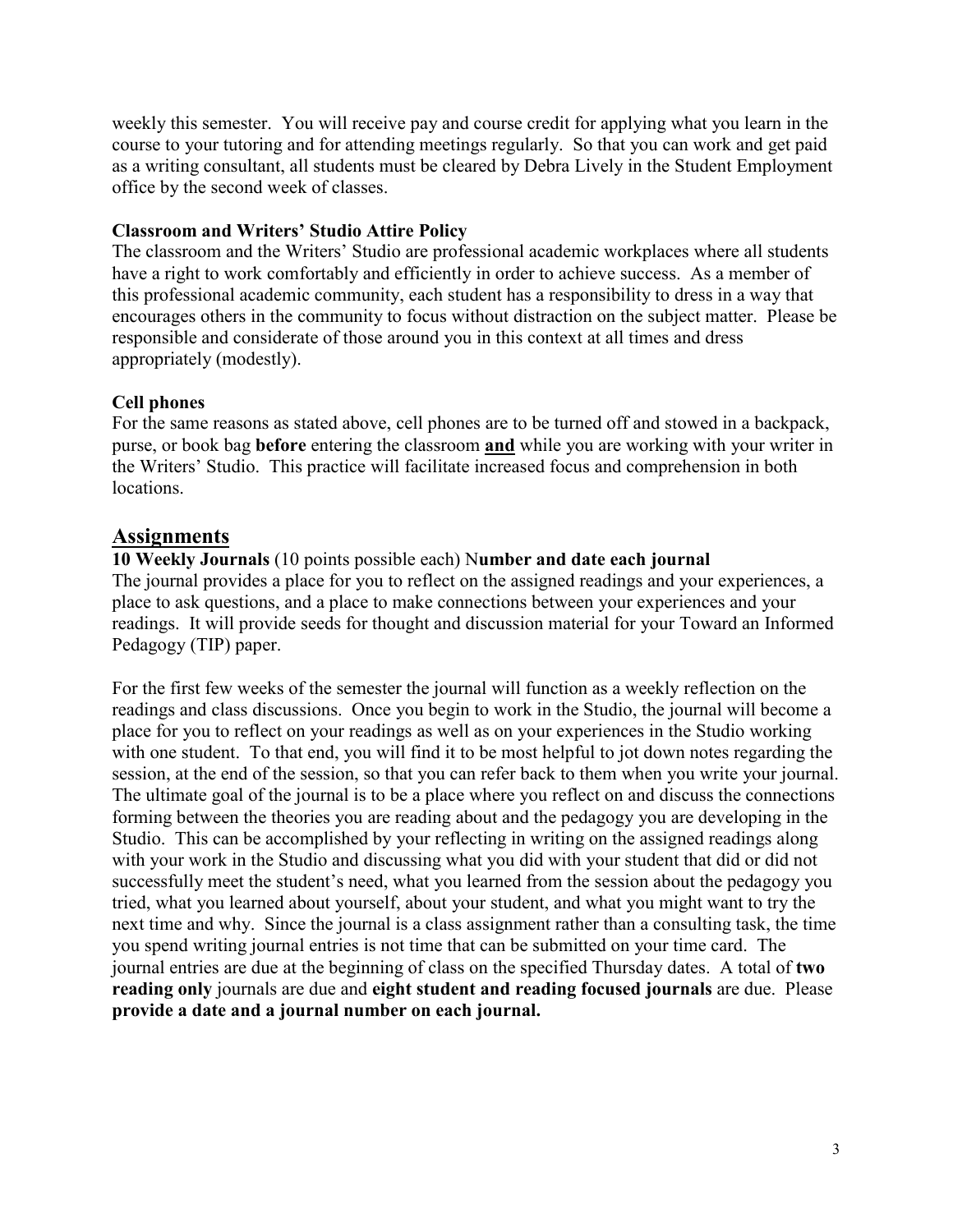weekly this semester. You will receive pay and course credit for applying what you learn in the course to your tutoring and for attending meetings regularly. So that you can work and get paid as a writing consultant, all students must be cleared by Debra Lively in the Student Employment office by the second week of classes.

**Classroom and Writers' Studio Attire Policy**

The classroom and the Writers' Studio are professional academic workplaces where all students have a right to work comfortably and efficiently in order to achieve success. As a member of this professional academic community, each student has a responsibility to dress in a way that encourages others in the community to focus without distraction on the subject matter. Please be responsible and considerate of those around you in this context at all times and dress appropriately (modestly).

**Cell phones**

For the same reasons as stated above, cell phones are to be turned off and stowed in a backpack, purse, or book bag **before** entering the classroom **<u>and</u>** while you are working with your writer in the Writers' Studio. This practice will facilitate increased focus and comprehension in both locations.

## Assignments

**10 Weekly Journals** (10 points possible each) N**umber and date each journal**

The journal provides a place for you to reflect on the assigned readings and your experiences, a place to ask questions, and a place to make connections between your experiences and your readings. It will provide seeds for thought and discussion material for your Toward an Informed Pedagogy (TIP) paper.

For the first few weeks of the semester the journal will function as a weekly reflection on the readings and class discussions. Once you begin to work in the Studio, the journal will become a place for you to reflect on your readings as well as on your experiences in the Studio working with one student. To that end, you will find it to be most helpful to jot down notes regarding the session, at the end of the session, so that you can refer back to them when you write your journal. The ultimate goal of the journal is to be a place where you reflect on and discuss the connections forming between the theories you are reading about and the pedagogy you are developing in the Studio. This can be accomplished by your reflecting in writing on the assigned readings along with your work in the Studio and discussing what you did with your student that did or did not successfully meet the student's need, what you learned from the session about the pedagogy you tried, what you learned about yourself, about your student, and what you might want to try the next time and why. Since the journal is a class assignment rather than a consulting task, the time you spend writing journal entries is not time that can be submitted on your time card. The journal entries are due at the beginning of class on the specified Thursday dates. A total of **two reading only** journals are due and **eight student and reading focused journals** are due. Please **provide a date and a journal number on each journal.**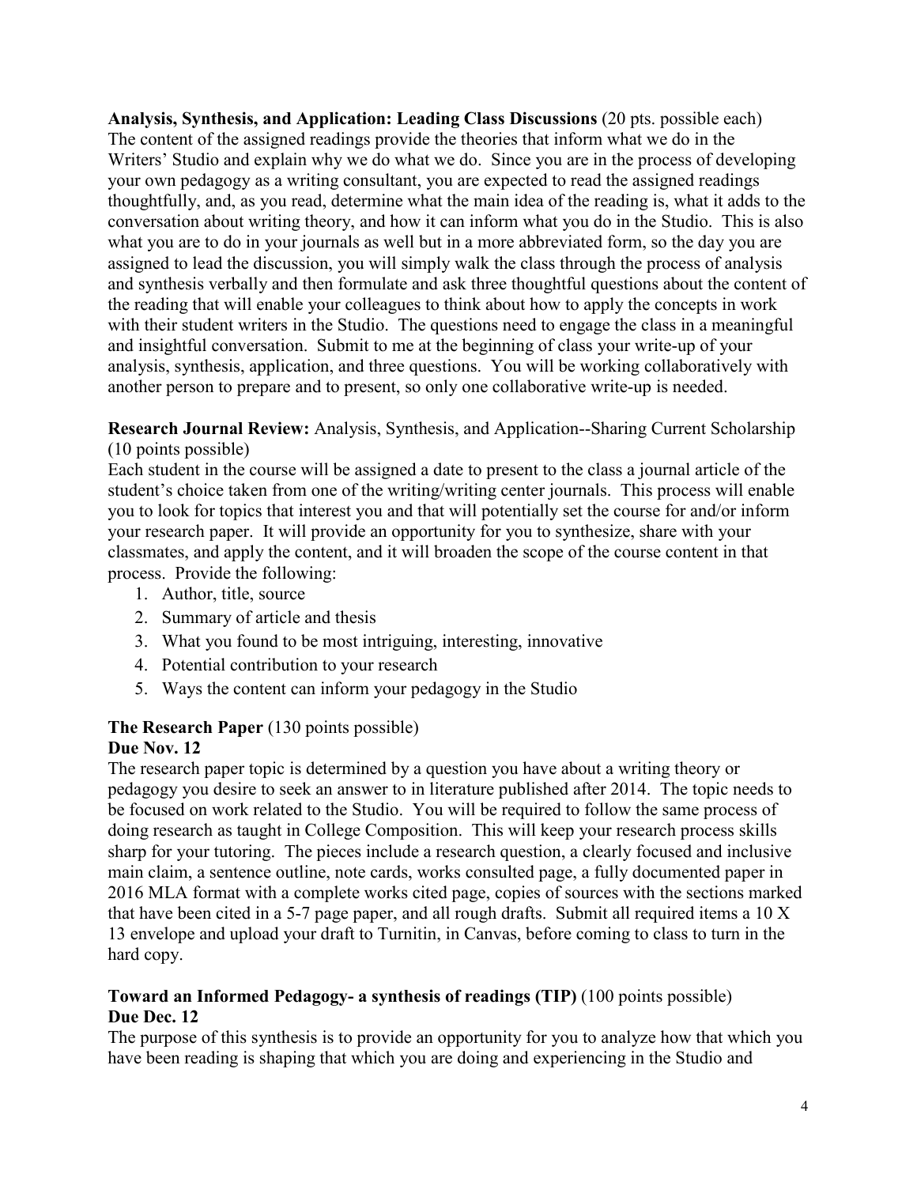**Analysis, Synthesis, and Application: Leading Class Discussions** (20 pts. possible each)
The content of the assigned readings provide the theories that inform what we do in the Writers' Studio and explain why we do what we do. Since you are in the process of developing your own pedagogy as a writing consultant, you are expected to read the assigned readings thoughtfully, and, as you read, determine what the main idea of the reading is, what it adds to the conversation about writing theory, and how it can inform what you do in the Studio. This is also what you are to do in your journals as well but in a more abbreviated form, so the day you are assigned to lead the discussion, you will simply walk the class through the process of analysis and synthesis verbally and then formulate and ask three thoughtful questions about the content of the reading that will enable your colleagues to think about how to apply the concepts in work with their student writers in the Studio. The questions need to engage the class in a meaningful and insightful conversation. Submit to me at the beginning of class your write-up of your analysis, synthesis, application, and three questions. You will be working collaboratively with another person to prepare and to present, so only one collaborative write-up is needed.

**Research Journal Review:** Analysis, Synthesis, and Application--Sharing Current Scholarship (10 points possible)
Each student in the course will be assigned a date to present to the class a journal article of the student's choice taken from one of the writing/writing center journals. This process will enable you to look for topics that interest you and that will potentially set the course for and/or inform your research paper. It will provide an opportunity for you to synthesize, share with your classmates, and apply the content, and it will broaden the scope of the course content in that process. Provide the following:

1. Author, title, source
2. Summary of article and thesis
3. What you found to be most intriguing, interesting, innovative
4. Potential contribution to your research
5. Ways the content can inform your pedagogy in the Studio

**The Research Paper** (130 points possible)
**Due Nov. 12**
The research paper topic is determined by a question you have about a writing theory or pedagogy you desire to seek an answer to in literature published after 2014. The topic needs to be focused on work related to the Studio. You will be required to follow the same process of doing research as taught in College Composition. This will keep your research process skills sharp for your tutoring. The pieces include a research question, a clearly focused and inclusive main claim, a sentence outline, note cards, works consulted page, a fully documented paper in 2016 MLA format with a complete works cited page, copies of sources with the sections marked that have been cited in a 5-7 page paper, and all rough drafts. Submit all required items a 10 X 13 envelope and upload your draft to Turnitin, in Canvas, before coming to class to turn in the hard copy.

**Toward an Informed Pedagogy- a synthesis of readings (TIP)** (100 points possible)
**Due Dec. 12**
The purpose of this synthesis is to provide an opportunity for you to analyze how that which you have been reading is shaping that which you are doing and experiencing in the Studio and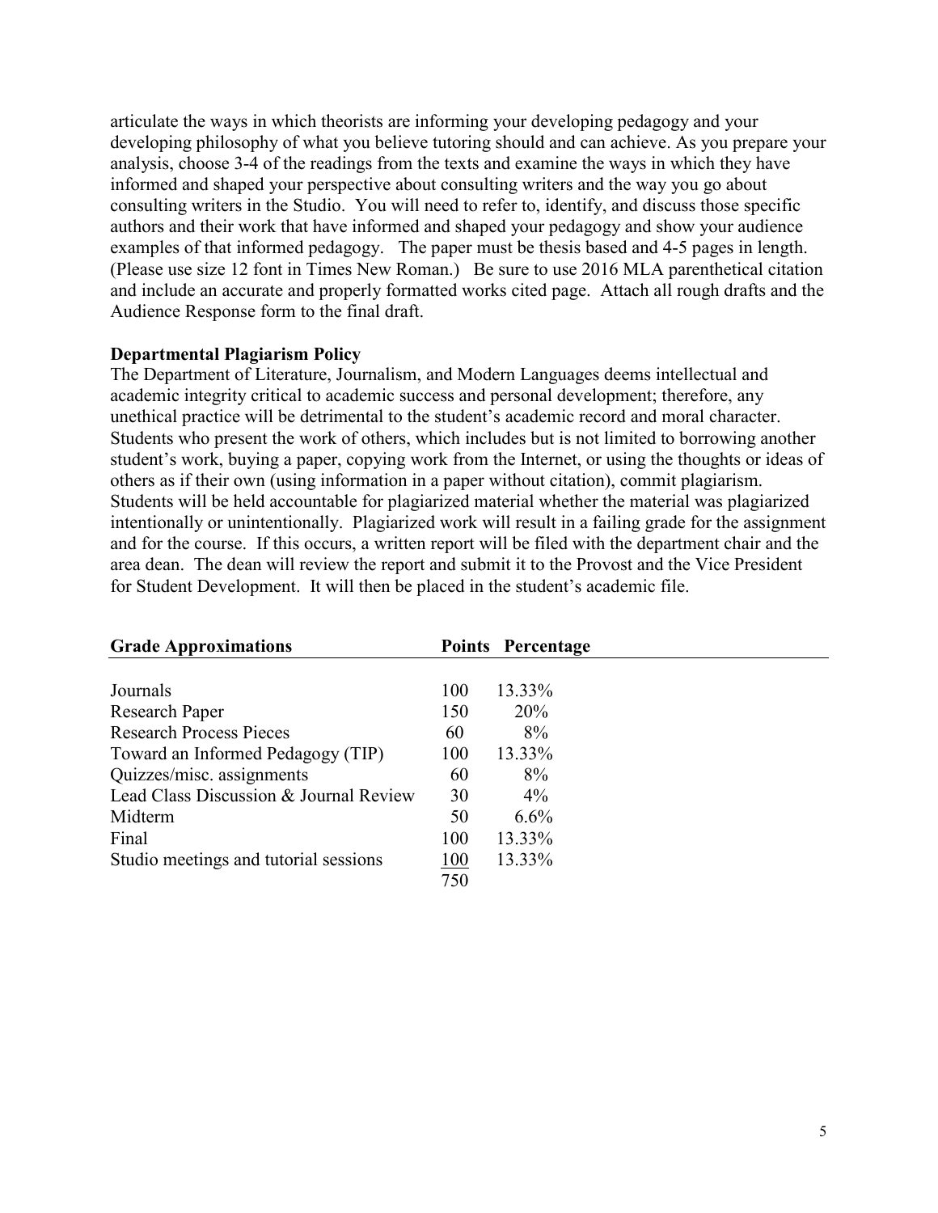articulate the ways in which theorists are informing your developing pedagogy and your developing philosophy of what you believe tutoring should and can achieve. As you prepare your analysis, choose 3-4 of the readings from the texts and examine the ways in which they have informed and shaped your perspective about consulting writers and the way you go about consulting writers in the Studio. You will need to refer to, identify, and discuss those specific authors and their work that have informed and shaped your pedagogy and show your audience examples of that informed pedagogy. The paper must be thesis based and 4-5 pages in length. (Please use size 12 font in Times New Roman.) Be sure to use 2016 MLA parenthetical citation and include an accurate and properly formatted works cited page. Attach all rough drafts and the Audience Response form to the final draft.

**Departmental Plagiarism Policy**

The Department of Literature, Journalism, and Modern Languages deems intellectual and academic integrity critical to academic success and personal development; therefore, any unethical practice will be detrimental to the student's academic record and moral character. Students who present the work of others, which includes but is not limited to borrowing another student's work, buying a paper, copying work from the Internet, or using the thoughts or ideas of others as if their own (using information in a paper without citation), commit plagiarism. Students will be held accountable for plagiarized material whether the material was plagiarized intentionally or unintentionally. Plagiarized work will result in a failing grade for the assignment and for the course. If this occurs, a written report will be filed with the department chair and the area dean. The dean will review the report and submit it to the Provost and the Vice President for Student Development. It will then be placed in the student's academic file.

| Grade Approximations | Points | Percentage |
|---|---|---|
| Journals | 100 | 13.33% |
| Research Paper | 150 | 20% |
| Research Process Pieces | 60 | 8% |
| Toward an Informed Pedagogy (TIP) | 100 | 13.33% |
| Quizzes/misc. assignments | 60 | 8% |
| Lead Class Discussion & Journal Review | 30 | 4% |
| Midterm | 50 | 6.6% |
| Final | 100 | 13.33% |
| Studio meetings and tutorial sessions | 100 | 13.33% |
| | 750 | |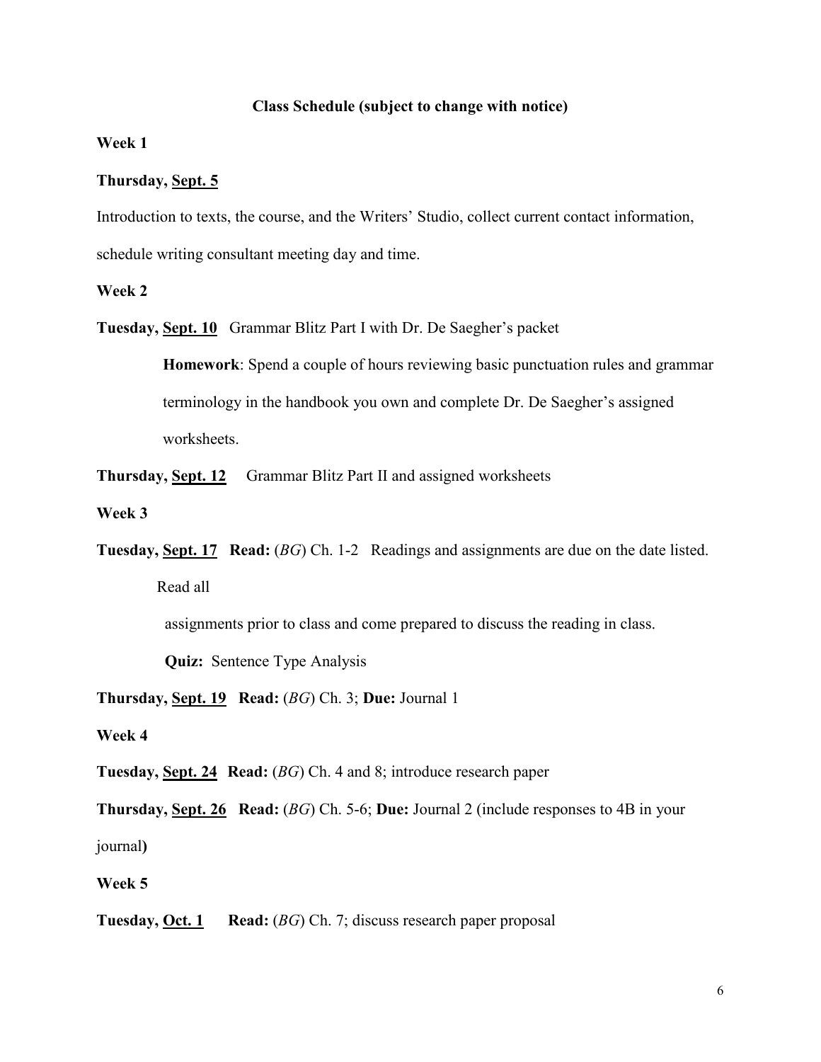**Class Schedule (subject to change with notice)**

**Week 1**

**Thursday, <u>Sept. 5</u>**

Introduction to texts, the course, and the Writers' Studio, collect current contact information, schedule writing consultant meeting day and time.

**Week 2**

**Tuesday, <u>Sept. 10</u>** Grammar Blitz Part I with Dr. De Saegher's packet

> **Homework**: Spend a couple of hours reviewing basic punctuation rules and grammar terminology in the handbook you own and complete Dr. De Saegher's assigned worksheets.

**Thursday, <u>Sept. 12</u>** Grammar Blitz Part II and assigned worksheets

**Week 3**

**Tuesday, <u>Sept. 17</u>** **Read:** (*BG*) Ch. 1-2 Readings and assignments are due on the date listed. Read all assignments prior to class and come prepared to discuss the reading in class.

> **Quiz:** Sentence Type Analysis

**Thursday, <u>Sept. 19</u>** **Read:** (*BG*) Ch. 3; **Due:** Journal 1

**Week 4**

**Tuesday, <u>Sept. 24</u>** **Read:** (*BG*) Ch. 4 and 8; introduce research paper

**Thursday, <u>Sept. 26</u>** **Read:** (*BG*) Ch. 5-6; **Due:** Journal 2 (include responses to 4B in your journal**)**

**Week 5**

**Tuesday, <u>Oct. 1</u>** **Read:** (*BG*) Ch. 7; discuss research paper proposal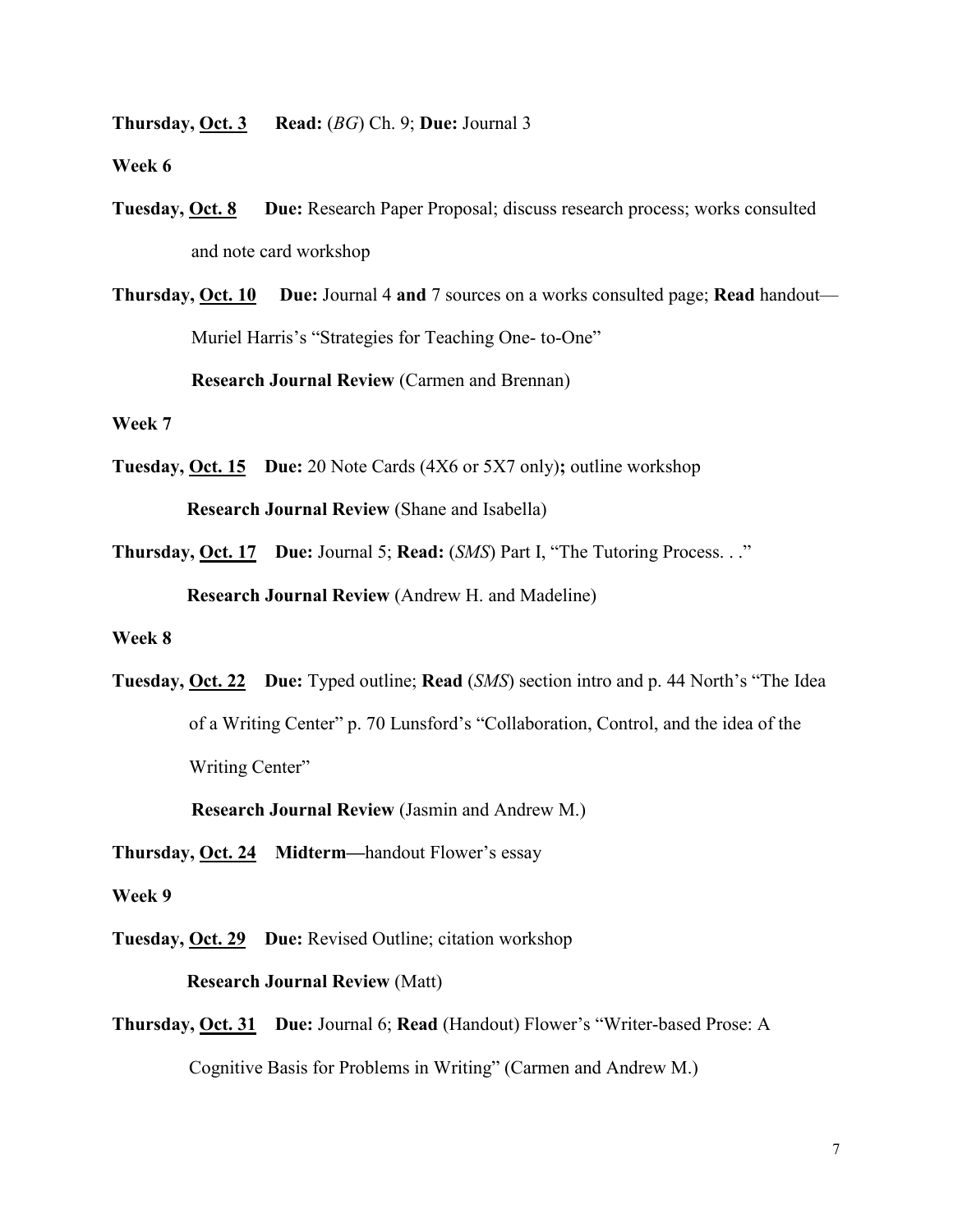**Thursday, Oct. 3** **Read:** (*BG*) Ch. 9; **Due:** Journal 3

**Week 6**

**Tuesday, Oct. 8** **Due:** Research Paper Proposal; discuss research process; works consulted and note card workshop

**Thursday, Oct. 10** **Due:** Journal 4 **and** 7 sources on a works consulted page; **Read** handout—Muriel Harris's "Strategies for Teaching One- to-One"

**Research Journal Review** (Carmen and Brennan)

**Week 7**

**Tuesday, Oct. 15** **Due:** 20 Note Cards (4X6 or 5X7 only)**;** outline workshop

**Research Journal Review** (Shane and Isabella)

**Thursday, Oct. 17** **Due:** Journal 5; **Read:** (*SMS*) Part I, "The Tutoring Process. . ."

**Research Journal Review** (Andrew H. and Madeline)

**Week 8**

**Tuesday, Oct. 22** **Due:** Typed outline; **Read** (*SMS*) section intro and p. 44 North's "The Idea of a Writing Center" p. 70 Lunsford's "Collaboration, Control, and the idea of the Writing Center"

**Research Journal Review** (Jasmin and Andrew M.)

**Thursday, Oct. 24** **Midterm—**handout Flower's essay

**Week 9**

**Tuesday, Oct. 29** **Due:** Revised Outline; citation workshop

**Research Journal Review** (Matt)

**Thursday, Oct. 31** **Due:** Journal 6; **Read** (Handout) Flower's "Writer-based Prose: A Cognitive Basis for Problems in Writing" (Carmen and Andrew M.)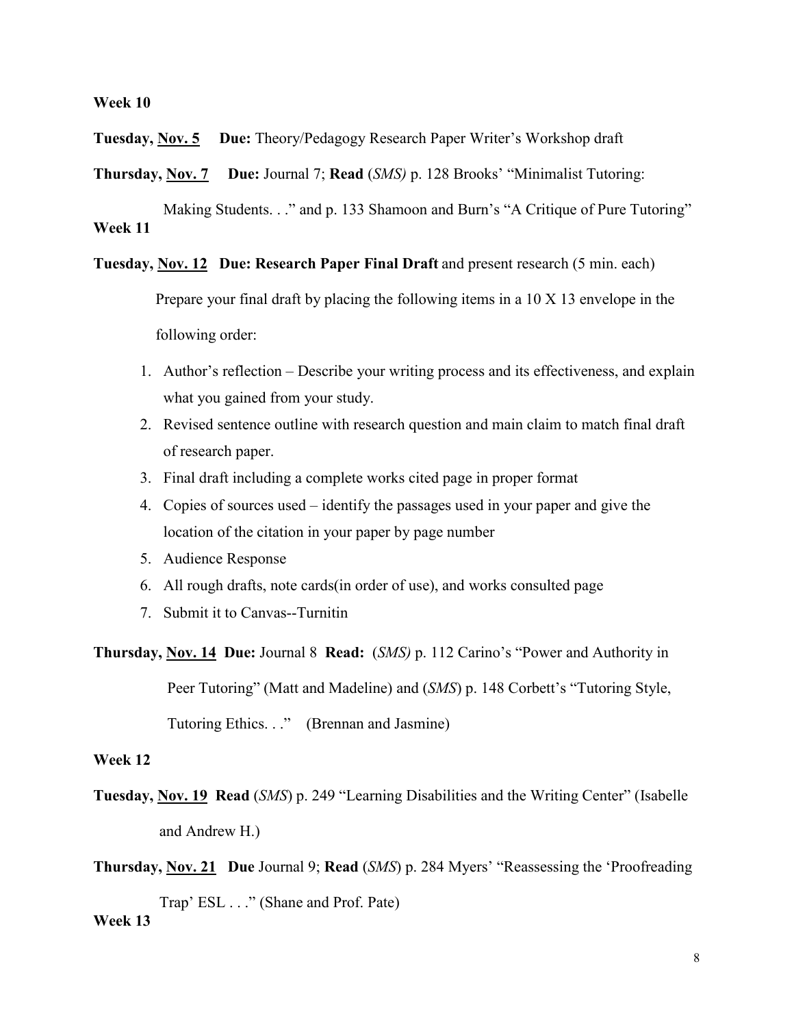**Week 10**

**Tuesday, Nov. 5** **Due:** Theory/Pedagogy Research Paper Writer's Workshop draft

**Thursday, Nov. 7** **Due:** Journal 7; **Read** (*SMS)* p. 128 Brooks' "Minimalist Tutoring: Making Students. . ." and p. 133 Shamoon and Burn's "A Critique of Pure Tutoring"

**Week 11**

**Tuesday, Nov. 12** **Due: Research Paper Final Draft** and present research (5 min. each)

Prepare your final draft by placing the following items in a 10 X 13 envelope in the following order:

1. Author's reflection – Describe your writing process and its effectiveness, and explain what you gained from your study.
2. Revised sentence outline with research question and main claim to match final draft of research paper.
3. Final draft including a complete works cited page in proper format
4. Copies of sources used – identify the passages used in your paper and give the location of the citation in your paper by page number
5. Audience Response
6. All rough drafts, note cards(in order of use), and works consulted page
7. Submit it to Canvas--Turnitin

**Thursday, Nov. 14** **Due:** Journal 8 **Read:** (*SMS)* p. 112 Carino's "Power and Authority in Peer Tutoring" (Matt and Madeline) and (*SMS*) p. 148 Corbett's "Tutoring Style, Tutoring Ethics. . ." (Brennan and Jasmine)

**Week 12**

**Tuesday, Nov. 19** **Read** (*SMS*) p. 249 "Learning Disabilities and the Writing Center" (Isabelle and Andrew H.)

**Thursday, Nov. 21** **Due** Journal 9; **Read** (*SMS*) p. 284 Myers' "Reassessing the 'Proofreading Trap' ESL . . ." (Shane and Prof. Pate)

**Week 13**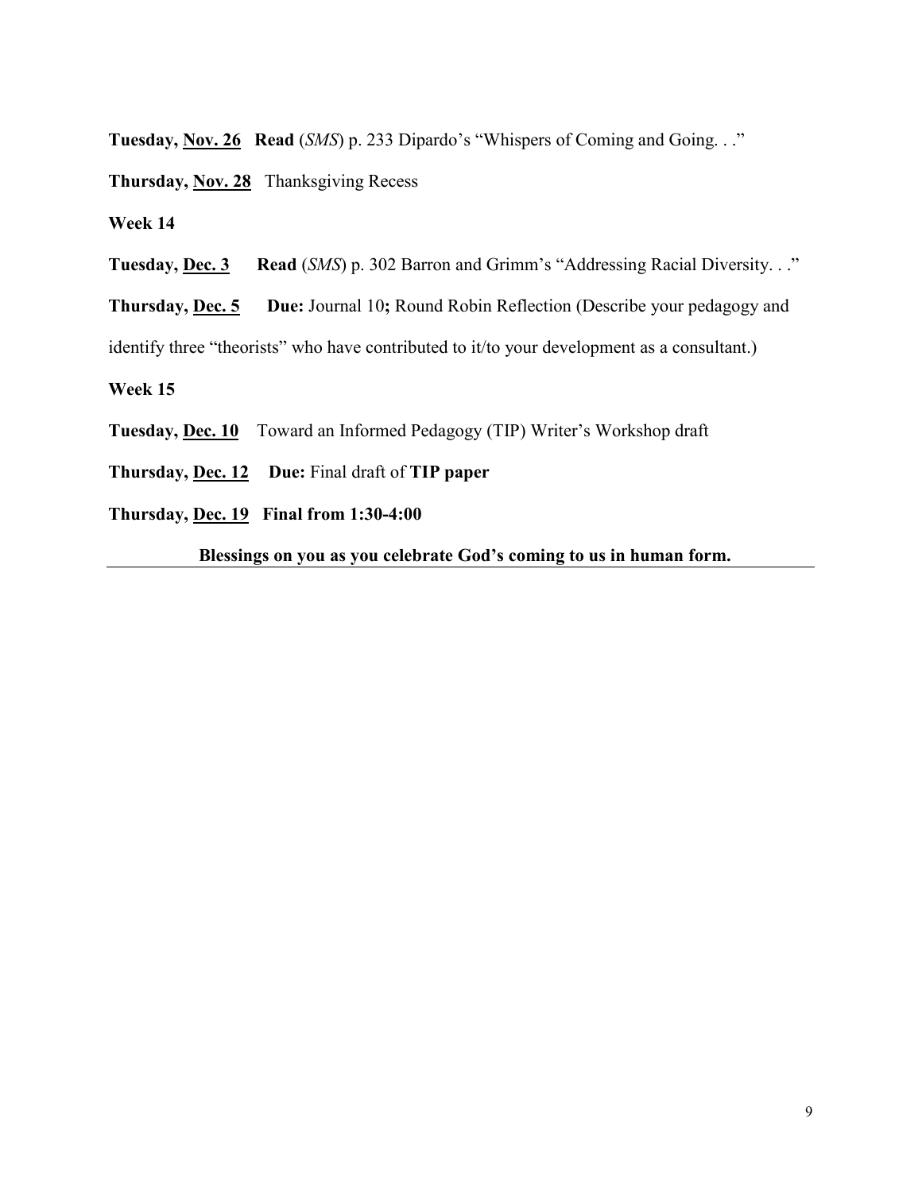**Tuesday, Nov. 26** **Read** (*SMS*) p. 233 Dipardo's "Whispers of Coming and Going. . ."

**Thursday, Nov. 28** Thanksgiving Recess

**Week 14**

**Tuesday, Dec. 3** **Read** (*SMS*) p. 302 Barron and Grimm's "Addressing Racial Diversity. . ."

**Thursday, Dec. 5** **Due:** Journal 10**;** Round Robin Reflection (Describe your pedagogy and identify three "theorists" who have contributed to it/to your development as a consultant.)

**Week 15**

**Tuesday, Dec. 10** Toward an Informed Pedagogy (TIP) Writer's Workshop draft

**Thursday, Dec. 12** **Due:** Final draft of **TIP paper**

**Thursday, Dec. 19** **Final from 1:30-4:00**

**Blessings on you as you celebrate God's coming to us in human form.**